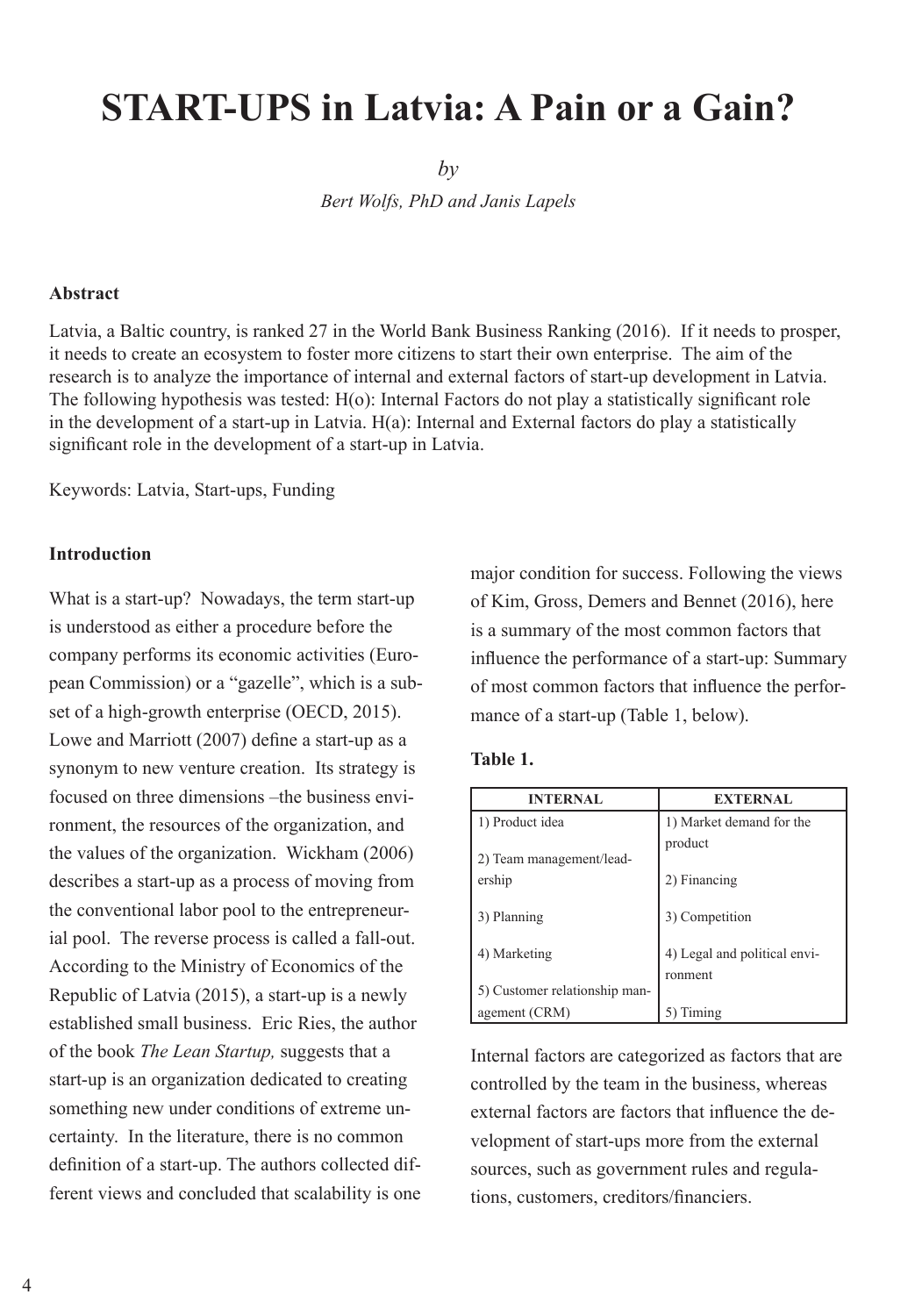# START-UPS in Latvia: A Pain or a Gain?

*by*

*Bert Wolfs, PhD and Janis Lapels*

### Abstract

Latvia, a Baltic country, is ranked 27 in the World Bank Business Ranking (2016). If it needs to prosper, it needs to create an ecosystem to foster more citizens to start their own enterprise. The aim of the research is to analyze the importance of internal and external factors of start-up development in Latvia. The following hypothesis was tested: H(o): Internal Factors do not play a statistically significant role in the development of a start-up in Latvia. H(a): Internal and External factors do play a statistically significant role in the development of a start-up in Latvia.

Keywords: Latvia, Start-ups, Funding

### Introduction

What is a start-up? Nowadays, the term start-up is understood as either a procedure before the company performs its economic activities (European Commission) or a "gazelle", which is a subset of a high-growth enterprise (OECD, 2015). Lowe and Marriott (2007) define a start-up as a synonym to new venture creation. Its strategy is focused on three dimensions –the business environment, the resources of the organization, and the values of the organization. Wickham (2006) describes a start-up as a process of moving from the conventional labor pool to the entrepreneurial pool. The reverse process is called a fall-out. According to the Ministry of Economics of the Republic of Latvia (2015), a start-up is a newly established small business. Eric Ries, the author of the book *The Lean Startup,* suggests that a start-up is an organization dedicated to creating something new under conditions of extreme uncertainty. In the literature, there is no common definition of a start-up. The authors collected different views and concluded that scalability is one major condition for success. Following the views of Kim, Gross, Demers and Bennet (2016), here is a summary of the most common factors that influence the performance of a start-up: Summary of most common factors that influence the performance of a start-up (Table 1, below).

**Table 1.**

| INTERNAL | EXTERNAL |
|---|---|
| 1) Product idea | 1) Market demand for the product |
| 2) Team management/leadership | 2) Financing |
| 3) Planning | 3) Competition |
| 4) Marketing | 4) Legal and political environment |
| 5) Customer relationship management (CRM) | 5) Timing |

Internal factors are categorized as factors that are controlled by the team in the business, whereas external factors are factors that influence the development of start-ups more from the external sources, such as government rules and regulations, customers, creditors/financiers.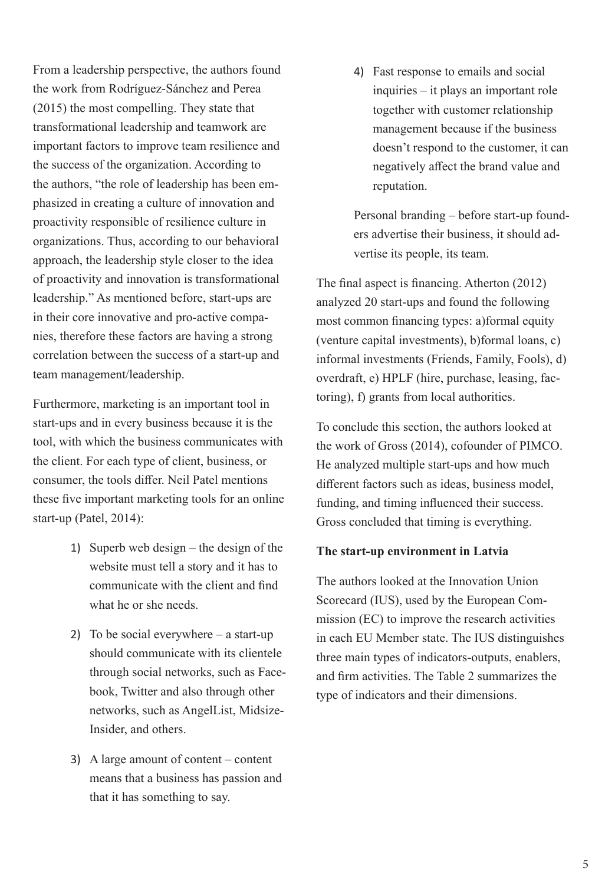From a leadership perspective, the authors found the work from Rodríguez-Sánchez and Perea (2015) the most compelling. They state that transformational leadership and teamwork are important factors to improve team resilience and the success of the organization. According to the authors, "the role of leadership has been emphasized in creating a culture of innovation and proactivity responsible of resilience culture in organizations. Thus, according to our behavioral approach, the leadership style closer to the idea of proactivity and innovation is transformational leadership." As mentioned before, start-ups are in their core innovative and pro-active companies, therefore these factors are having a strong correlation between the success of a start-up and team management/leadership.

Furthermore, marketing is an important tool in start-ups and in every business because it is the tool, with which the business communicates with the client. For each type of client, business, or consumer, the tools differ. Neil Patel mentions these five important marketing tools for an online start-up (Patel, 2014):

1) Superb web design – the design of the website must tell a story and it has to communicate with the client and find what he or she needs.
2) To be social everywhere – a start-up should communicate with its clientele through social networks, such as Facebook, Twitter and also through other networks, such as AngelList, Midsize-Insider, and others.
3) A large amount of content – content means that a business has passion and that it has something to say.
4) Fast response to emails and social inquiries – it plays an important role together with customer relationship management because if the business doesn't respond to the customer, it can negatively affect the brand value and reputation.

Personal branding – before start-up founders advertise their business, it should advertise its people, its team.

The final aspect is financing. Atherton (2012) analyzed 20 start-ups and found the following most common financing types: a)formal equity (venture capital investments), b)formal loans, c) informal investments (Friends, Family, Fools), d) overdraft, e) HPLF (hire, purchase, leasing, factoring), f) grants from local authorities.

To conclude this section, the authors looked at the work of Gross (2014), cofounder of PIMCO. He analyzed multiple start-ups and how much different factors such as ideas, business model, funding, and timing influenced their success. Gross concluded that timing is everything.

**The start-up environment in Latvia**

The authors looked at the Innovation Union Scorecard (IUS), used by the European Commission (EC) to improve the research activities in each EU Member state. The IUS distinguishes three main types of indicators-outputs, enablers, and firm activities. The Table 2 summarizes the type of indicators and their dimensions.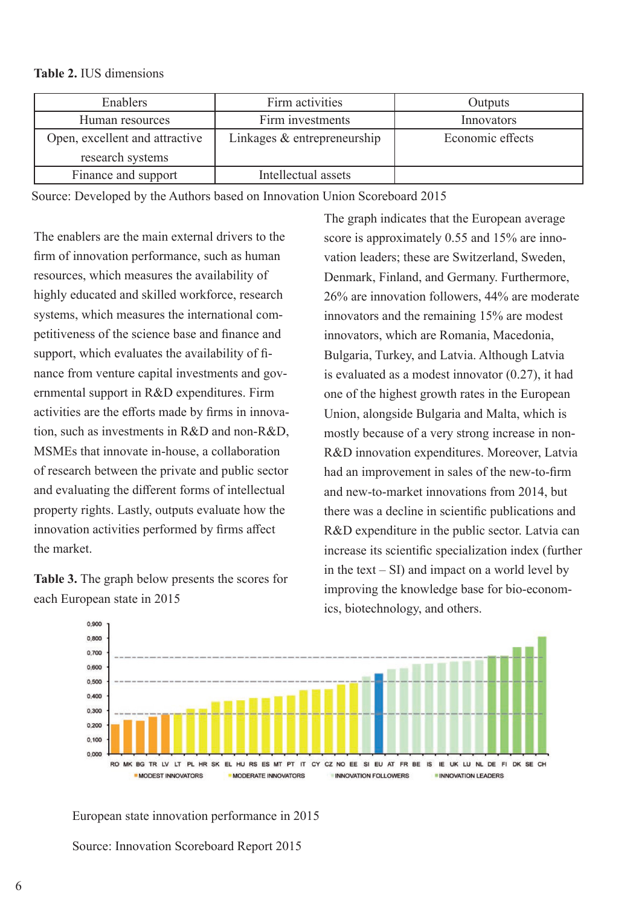**Table 2.** IUS dimensions

| Enablers | Firm activities | Outputs |
| --- | --- | --- |
| Human resources | Firm investments | Innovators |
| Open, excellent and attractive research systems | Linkages & entrepreneurship | Economic effects |
| Finance and support | Intellectual assets | |

Source: Developed by the Authors based on Innovation Union Scoreboard 2015

The enablers are the main external drivers to the firm of innovation performance, such as human resources, which measures the availability of highly educated and skilled workforce, research systems, which measures the international competitiveness of the science base and finance and support, which evaluates the availability of finance from venture capital investments and governmental support in R&D expenditures. Firm activities are the efforts made by firms in innovation, such as investments in R&D and non-R&D, MSMEs that innovate in-house, a collaboration of research between the private and public sector and evaluating the different forms of intellectual property rights. Lastly, outputs evaluate how the innovation activities performed by firms affect the market.

**Table 3.** The graph below presents the scores for each European state in 2015

The graph indicates that the European average score is approximately 0.55 and 15% are innovation leaders; these are Switzerland, Sweden, Denmark, Finland, and Germany. Furthermore, 26% are innovation followers, 44% are moderate innovators and the remaining 15% are modest innovators, which are Romania, Macedonia, Bulgaria, Turkey, and Latvia. Although Latvia is evaluated as a modest innovator (0.27), it had one of the highest growth rates in the European Union, alongside Bulgaria and Malta, which is mostly because of a very strong increase in non-R&D innovation expenditures. Moreover, Latvia had an improvement in sales of the new-to-firm and new-to-market innovations from 2014, but there was a decline in scientific publications and R&D expenditure in the public sector. Latvia can increase its scientific specialization index (further in the text – SI) and impact on a world level by improving the knowledge base for bio-economics, biotechnology, and others.

European state innovation performance in 2015

Source: Innovation Scoreboard Report 2015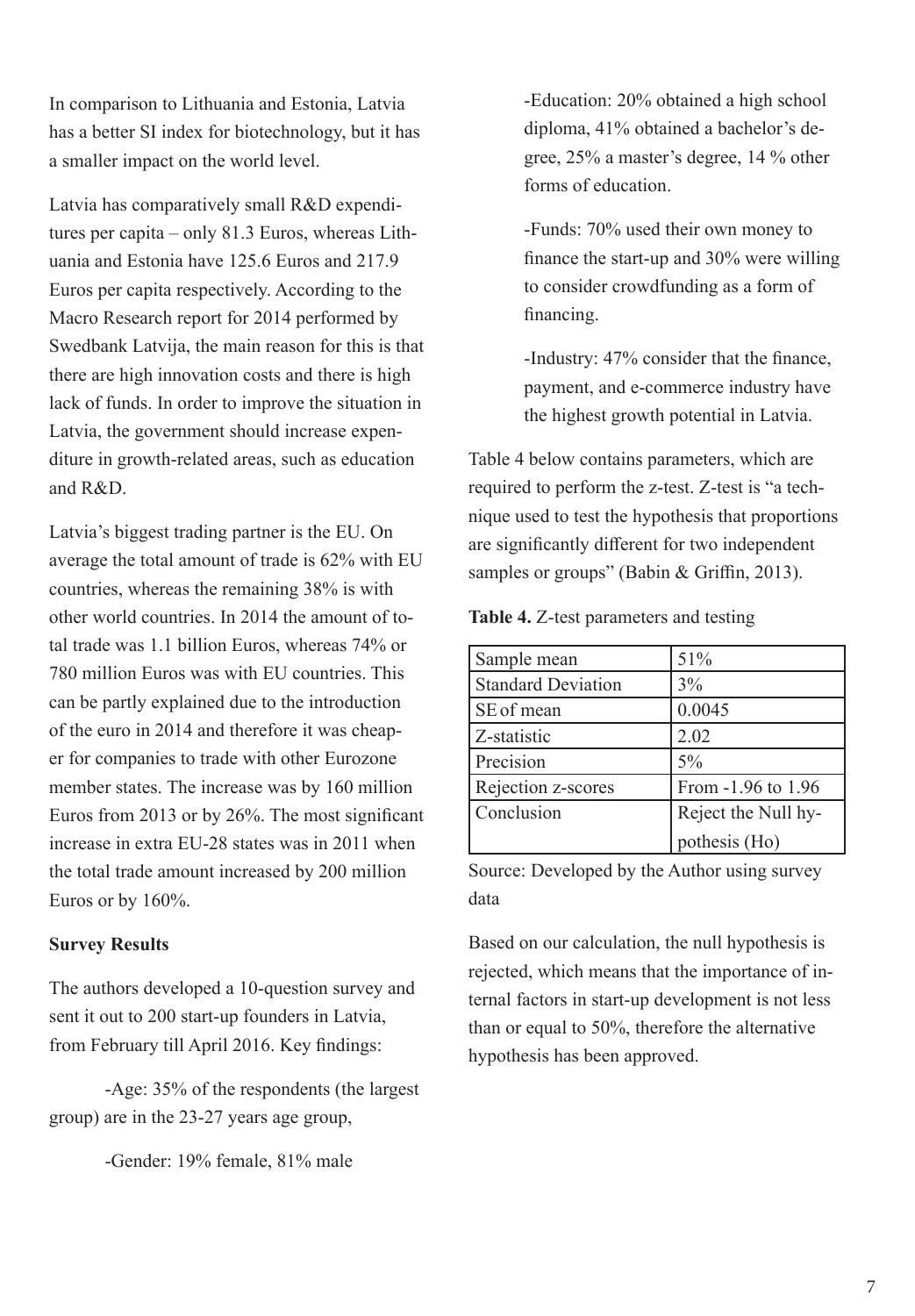In comparison to Lithuania and Estonia, Latvia has a better SI index for biotechnology, but it has a smaller impact on the world level.

Latvia has comparatively small R&D expenditures per capita – only 81.3 Euros, whereas Lithuania and Estonia have 125.6 Euros and 217.9 Euros per capita respectively. According to the Macro Research report for 2014 performed by Swedbank Latvija, the main reason for this is that there are high innovation costs and there is high lack of funds. In order to improve the situation in Latvia, the government should increase expenditure in growth-related areas, such as education and R&D.

Latvia's biggest trading partner is the EU. On average the total amount of trade is 62% with EU countries, whereas the remaining 38% is with other world countries. In 2014 the amount of total trade was 1.1 billion Euros, whereas 74% or 780 million Euros was with EU countries. This can be partly explained due to the introduction of the euro in 2014 and therefore it was cheaper for companies to trade with other Eurozone member states. The increase was by 160 million Euros from 2013 or by 26%. The most significant increase in extra EU-28 states was in 2011 when the total trade amount increased by 200 million Euros or by 160%.

**Survey Results**

The authors developed a 10-question survey and sent it out to 200 start-up founders in Latvia, from February till April 2016. Key findings:

-Age: 35% of the respondents (the largest group) are in the 23-27 years age group,

-Gender: 19% female, 81% male

-Education: 20% obtained a high school diploma, 41% obtained a bachelor's degree, 25% a master's degree, 14 % other forms of education.

-Funds: 70% used their own money to finance the start-up and 30% were willing to consider crowdfunding as a form of financing.

-Industry: 47% consider that the finance, payment, and e-commerce industry have the highest growth potential in Latvia.

Table 4 below contains parameters, which are required to perform the z-test. Z-test is "a technique used to test the hypothesis that proportions are significantly different for two independent samples or groups" (Babin & Griffin, 2013).

**Table 4.** Z-test parameters and testing

| Sample mean | 51% |
|---|---|
| Standard Deviation | 3% |
| SE of mean | 0.0045 |
| Z-statistic | 2.02 |
| Precision | 5% |
| Rejection z-scores | From -1.96 to 1.96 |
| Conclusion | Reject the Null hypothesis (Ho) |

Source: Developed by the Author using survey data

Based on our calculation, the null hypothesis is rejected, which means that the importance of internal factors in start-up development is not less than or equal to 50%, therefore the alternative hypothesis has been approved.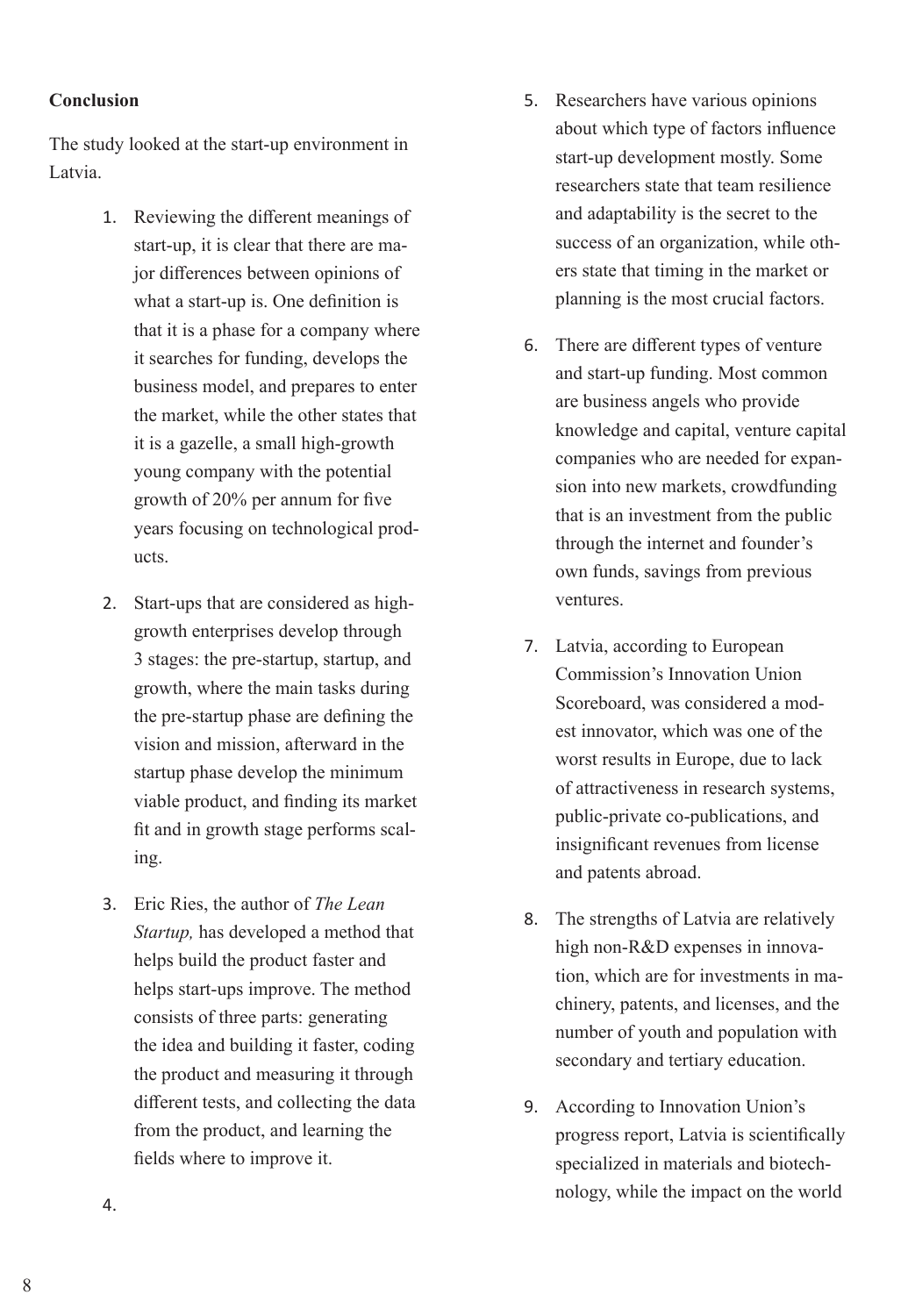**Conclusion**

The study looked at the start-up environment in Latvia.

1. Reviewing the different meanings of start-up, it is clear that there are major differences between opinions of what a start-up is. One definition is that it is a phase for a company where it searches for funding, develops the business model, and prepares to enter the market, while the other states that it is a gazelle, a small high-growth young company with the potential growth of 20% per annum for five years focusing on technological products.
2. Start-ups that are considered as high-growth enterprises develop through 3 stages: the pre-startup, startup, and growth, where the main tasks during the pre-startup phase are defining the vision and mission, afterward in the startup phase develop the minimum viable product, and finding its market fit and in growth stage performs scaling.
3. Eric Ries, the author of *The Lean Startup,* has developed a method that helps build the product faster and helps start-ups improve. The method consists of three parts: generating the idea and building it faster, coding the product and measuring it through different tests, and collecting the data from the product, and learning the fields where to improve it.
4. 
5. Researchers have various opinions about which type of factors influence start-up development mostly. Some researchers state that team resilience and adaptability is the secret to the success of an organization, while others state that timing in the market or planning is the most crucial factors.
6. There are different types of venture and start-up funding. Most common are business angels who provide knowledge and capital, venture capital companies who are needed for expansion into new markets, crowdfunding that is an investment from the public through the internet and founder's own funds, savings from previous ventures.
7. Latvia, according to European Commission's Innovation Union Scoreboard, was considered a modest innovator, which was one of the worst results in Europe, due to lack of attractiveness in research systems, public-private co-publications, and insignificant revenues from license and patents abroad.
8. The strengths of Latvia are relatively high non-R&D expenses in innovation, which are for investments in machinery, patents, and licenses, and the number of youth and population with secondary and tertiary education.
9. According to Innovation Union's progress report, Latvia is scientifically specialized in materials and biotechnology, while the impact on the world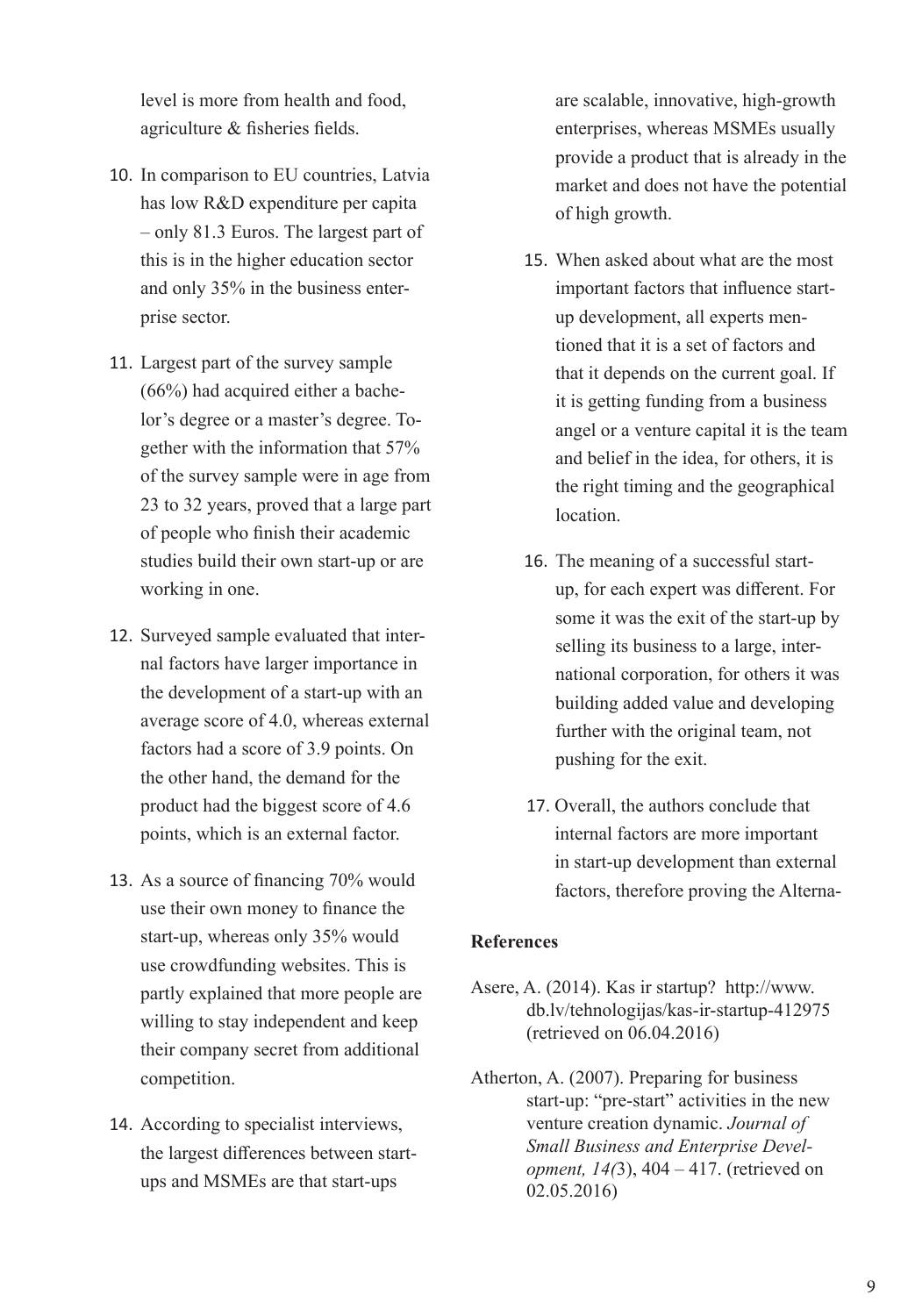level is more from health and food, agriculture & fisheries fields.

10. In comparison to EU countries, Latvia has low R&D expenditure per capita – only 81.3 Euros. The largest part of this is in the higher education sector and only 35% in the business enterprise sector.
11. Largest part of the survey sample (66%) had acquired either a bachelor's degree or a master's degree. Together with the information that 57% of the survey sample were in age from 23 to 32 years, proved that a large part of people who finish their academic studies build their own start-up or are working in one.
12. Surveyed sample evaluated that internal factors have larger importance in the development of a start-up with an average score of 4.0, whereas external factors had a score of 3.9 points. On the other hand, the demand for the product had the biggest score of 4.6 points, which is an external factor.
13. As a source of financing 70% would use their own money to finance the start-up, whereas only 35% would use crowdfunding websites. This is partly explained that more people are willing to stay independent and keep their company secret from additional competition.
14. According to specialist interviews, the largest differences between start-ups and MSMEs are that start-ups are scalable, innovative, high-growth enterprises, whereas MSMEs usually provide a product that is already in the market and does not have the potential of high growth.
15. When asked about what are the most important factors that influence start-up development, all experts mentioned that it is a set of factors and that it depends on the current goal. If it is getting funding from a business angel or a venture capital it is the team and belief in the idea, for others, it is the right timing and the geographical location.
16. The meaning of a successful start-up, for each expert was different. For some it was the exit of the start-up by selling its business to a large, international corporation, for others it was building added value and developing further with the original team, not pushing for the exit.
17. Overall, the authors conclude that internal factors are more important in start-up development than external factors, therefore proving the Alterna-

**References**

Asere, A. (2014). Kas ir startup? http://www.db.lv/tehnologijas/kas-ir-startup-412975 (retrieved on 06.04.2016)

Atherton, A. (2007). Preparing for business start-up: "pre-start" activities in the new venture creation dynamic. *Journal of Small Business and Enterprise Development, 14(*3), 404 – 417. (retrieved on 02.05.2016)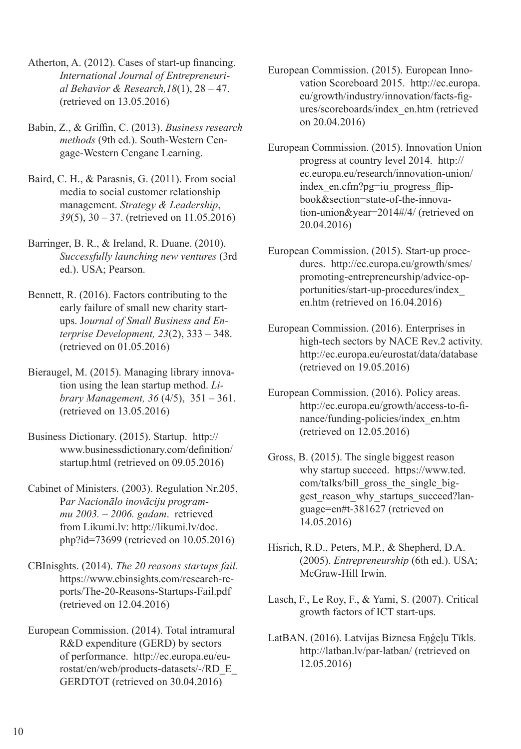Atherton, A. (2012). Cases of start-up financing. *International Journal of Entrepreneurial Behavior & Research,18*(1), 28 – 47. (retrieved on 13.05.2016)

Babin, Z., & Griffin, C. (2013). *Business research methods* (9th ed.). South-Western Cengage-Western Cengane Learning.

Baird, C. H., & Parasnis, G. (2011). From social media to social customer relationship management. *Strategy & Leadership*, *39*(5), 30 – 37. (retrieved on 11.05.2016)

Barringer, B. R., & Ireland, R. Duane. (2010). *Successfully launching new ventures* (3rd ed.). USA; Pearson.

Bennett, R. (2016). Factors contributing to the early failure of small new charity start-ups. J*ournal of Small Business and Enterprise Development, 23*(2), 333 – 348. (retrieved on 01.05.2016)

Bieraugel, M. (2015). Managing library innovation using the lean startup method. *Library Management, 36* (4/5), 351 – 361. (retrieved on 13.05.2016)

Business Dictionary. (2015). Startup. http://www.businessdictionary.com/definition/startup.html (retrieved on 09.05.2016)

Cabinet of Ministers. (2003). Regulation Nr.205, P*ar Nacionālo inovāciju programmu 2003. – 2006. gadam*. retrieved from Likumi.lv: http://likumi.lv/doc.php?id=73699 (retrieved on 10.05.2016)

CBInisghts. (2014). *The 20 reasons startups fail.* https://www.cbinsights.com/research-reports/The-20-Reasons-Startups-Fail.pdf (retrieved on 12.04.2016)

European Commission. (2014). Total intramural R&D expenditure (GERD) by sectors of performance. http://ec.europa.eu/eurostat/en/web/products-datasets/-/RD_E_GERDTOT (retrieved on 30.04.2016)

European Commission. (2015). European Innovation Scoreboard 2015. http://ec.europa.eu/growth/industry/innovation/facts-figures/scoreboards/index_en.htm (retrieved on 20.04.2016)

European Commission. (2015). Innovation Union progress at country level 2014. http://ec.europa.eu/research/innovation-union/index_en.cfm?pg=iu_progress_flipbook&section=state-of-the-innovation-union&year=2014#/4/ (retrieved on 20.04.2016)

European Commission. (2015). Start-up procedures. http://ec.europa.eu/growth/smes/promoting-entrepreneurship/advice-opportunities/start-up-procedures/index_en.htm (retrieved on 16.04.2016)

European Commission. (2016). Enterprises in high-tech sectors by NACE Rev.2 activity. http://ec.europa.eu/eurostat/data/database (retrieved on 19.05.2016)

European Commission. (2016). Policy areas. http://ec.europa.eu/growth/access-to-finance/funding-policies/index_en.htm (retrieved on 12.05.2016)

Gross, B. (2015). The single biggest reason why startup succeed. https://www.ted.com/talks/bill_gross_the_single_biggest_reason_why_startups_succeed?language=en#t-381627 (retrieved on 14.05.2016)

Hisrich, R.D., Peters, M.P., & Shepherd, D.A. (2005). *Entrepreneurship* (6th ed.). USA; McGraw-Hill Irwin.

Lasch, F., Le Roy, F., & Yami, S. (2007). Critical growth factors of ICT start-ups.

LatBAN. (2016). Latvijas Biznesa Eņģeļu Tīkls. http://latban.lv/par-latban/ (retrieved on 12.05.2016)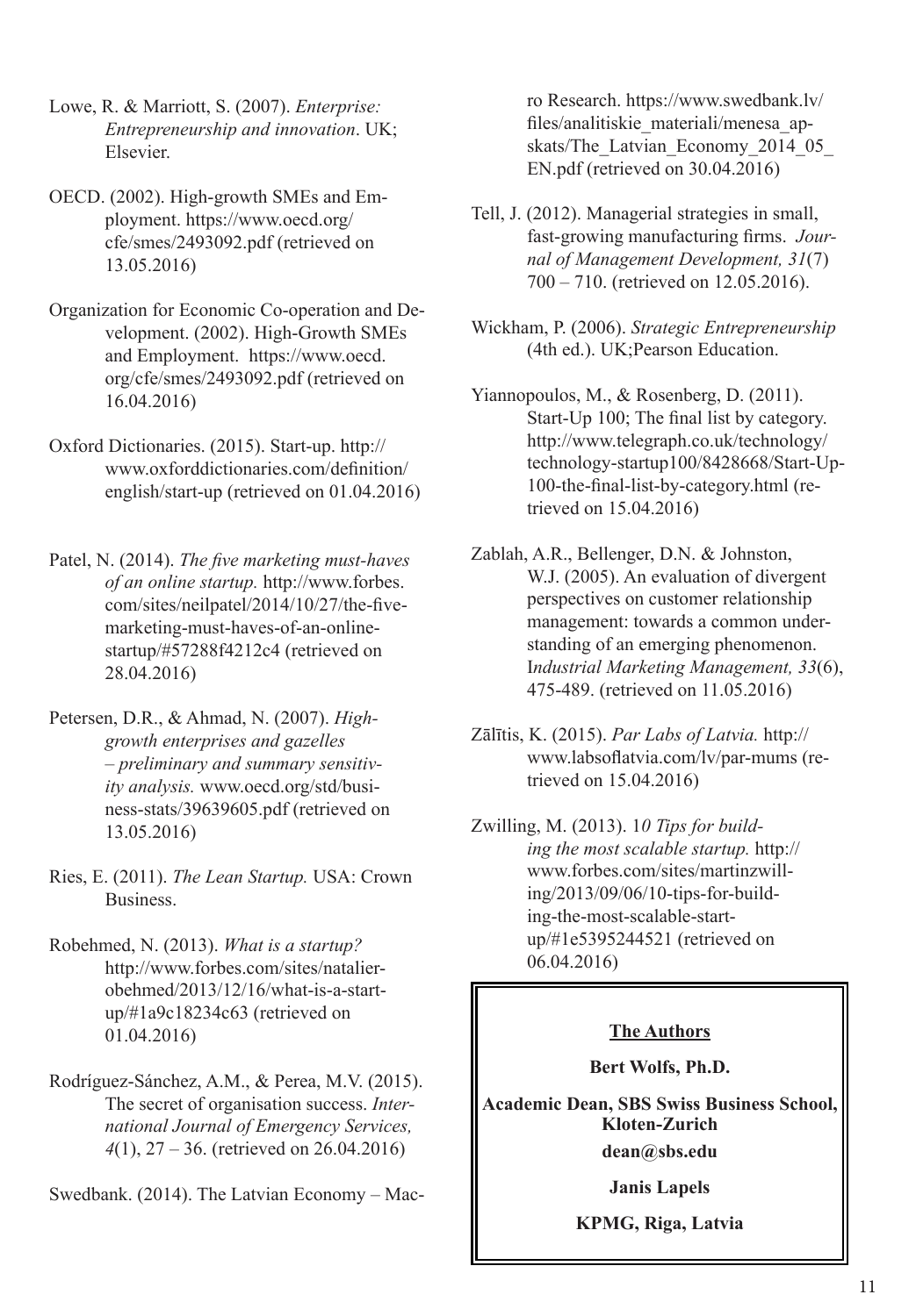Lowe, R. & Marriott, S. (2007). *Enterprise: Entrepreneurship and innovation*. UK; Elsevier.

OECD. (2002). High-growth SMEs and Employment. https://www.oecd.org/cfe/smes/2493092.pdf (retrieved on 13.05.2016)

Organization for Economic Co-operation and Development. (2002). High-Growth SMEs and Employment. https://www.oecd.org/cfe/smes/2493092.pdf (retrieved on 16.04.2016)

Oxford Dictionaries. (2015). Start-up. http://www.oxforddictionaries.com/definition/english/start-up (retrieved on 01.04.2016)

Patel, N. (2014). *The five marketing must-haves of an online startup.* http://www.forbes.com/sites/neilpatel/2014/10/27/the-five-marketing-must-haves-of-an-online-startup/#57288f4212c4 (retrieved on 28.04.2016)

Petersen, D.R., & Ahmad, N. (2007). *High-growth enterprises and gazelles – preliminary and summary sensitivity analysis.* www.oecd.org/std/business-stats/39639605.pdf (retrieved on 13.05.2016)

Ries, E. (2011). *The Lean Startup.* USA: Crown Business.

Robehmed, N. (2013). *What is a startup?* http://www.forbes.com/sites/natalierobehmed/2013/12/16/what-is-a-startup/#1a9c18234c63 (retrieved on 01.04.2016)

Rodríguez-Sánchez, A.M., & Perea, M.V. (2015). The secret of organisation success. *International Journal of Emergency Services, 4*(1), 27 – 36. (retrieved on 26.04.2016)

Swedbank. (2014). The Latvian Economy – Macro Research. https://www.swedbank.lv/files/analitiskie_materiali/menesa_apskats/The_Latvian_Economy_2014_05_EN.pdf (retrieved on 30.04.2016)

Tell, J. (2012). Managerial strategies in small, fast-growing manufacturing firms. *Journal of Management Development, 31*(7) 700 – 710. (retrieved on 12.05.2016).

Wickham, P. (2006). *Strategic Entrepreneurship* (4th ed.). UK;Pearson Education.

Yiannopoulos, M., & Rosenberg, D. (2011). Start-Up 100; The final list by category. http://www.telegraph.co.uk/technology/technology-startup100/8428668/Start-Up-100-the-final-list-by-category.html (retrieved on 15.04.2016)

Zablah, A.R., Bellenger, D.N. & Johnston, W.J. (2005). An evaluation of divergent perspectives on customer relationship management: towards a common understanding of an emerging phenomenon. *Industrial Marketing Management, 33*(6), 475-489. (retrieved on 11.05.2016)

Zālītis, K. (2015). *Par Labs of Latvia.* http://www.labsoflatvia.com/lv/par-mums (retrieved on 15.04.2016)

Zwilling, M. (2013). *10 Tips for building the most scalable startup.* http://www.forbes.com/sites/martinzwilling/2013/09/06/10-tips-for-building-the-most-scalable-startup/#1e5395244521 (retrieved on 06.04.2016)

**The Authors**

**Bert Wolfs, Ph.D.**

**Academic Dean, SBS Swiss Business School, Kloten-Zurich**

**dean@sbs.edu**

**Janis Lapels**

**KPMG, Riga, Latvia**